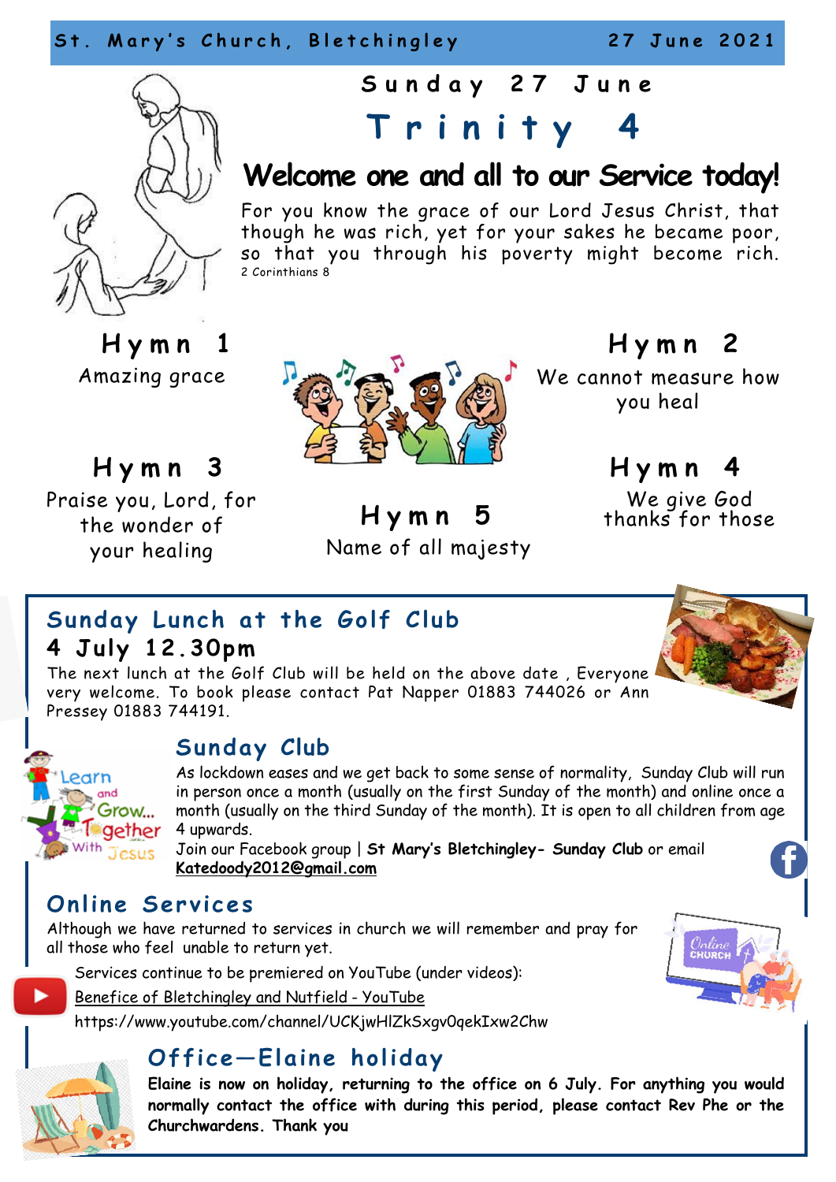St. Mary's Church, Bletchingley 27 June 2021

# Sunday 27 June

# Trinity 4

## Welcome one and all to our Service today!

For you know the grace of our Lord Jesus Christ, that though he was rich, yet for your sakes he became poor, so that you through his poverty might become rich.
2 Corinthians 8

### Hymn 1
Amazing grace

### Hymn 2
We cannot measure how you heal

### Hymn 3
Praise you, Lord, for the wonder of your healing

### Hymn 4
We give God thanks for those

### Hymn 5
Name of all majesty

## Sunday Lunch at the Golf Club
### 4 July 12.30pm

The next lunch at the Golf Club will be held on the above date , Everyone very welcome. To book please contact Pat Napper 01883 744026 or Ann Pressey 01883 744191.

## Sunday Club

As lockdown eases and we get back to some sense of normality, Sunday Club will run in person once a month (usually on the first Sunday of the month) and online once a month (usually on the third Sunday of the month). It is open to all children from age 4 upwards.

Join our Facebook group | **St Mary's Bletchingley- Sunday Club** or email **Katedoody2012@gmail.com**

## Online Services

Although we have returned to services in church we will remember and pray for all those who feel unable to return yet.

Services continue to be premiered on YouTube (under videos):

Benefice of Bletchingley and Nutfield - YouTube

https://www.youtube.com/channel/UCKjwHlZkSxgv0qekIxw2Chw

## Office—Elaine holiday

**Elaine is now on holiday, returning to the office on 6 July. For anything you would normally contact the office with during this period, please contact Rev Phe or the Churchwardens. Thank you**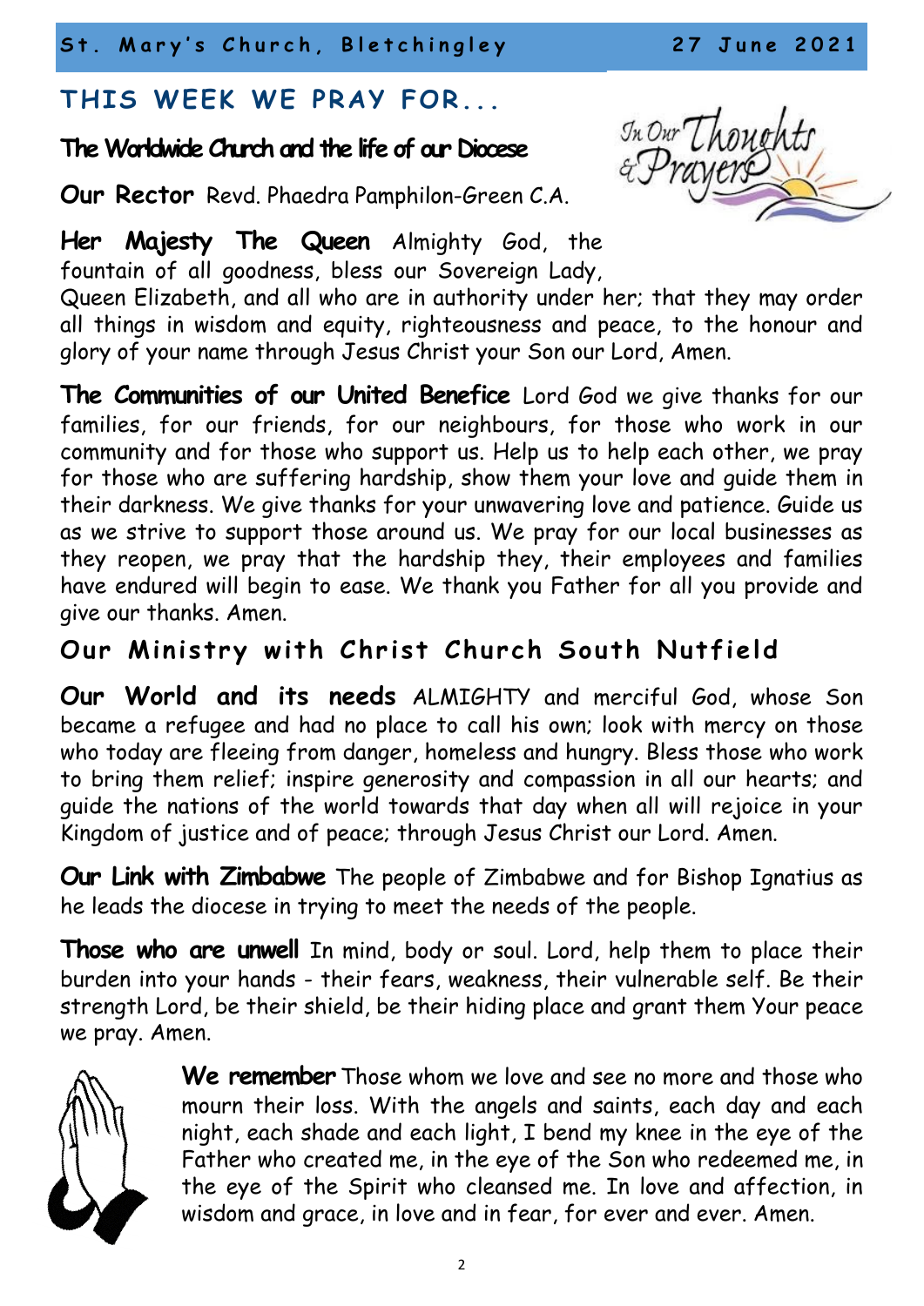## THIS WEEK WE PRAY FOR...

**The Worldwide Church and the life of our Diocese**

**Our Rector** Revd. Phaedra Pamphilon-Green C.A.

**Her Majesty The Queen** Almighty God, the fountain of all goodness, bless our Sovereign Lady, Queen Elizabeth, and all who are in authority under her; that they may order all things in wisdom and equity, righteousness and peace, to the honour and glory of your name through Jesus Christ your Son our Lord, Amen.

**The Communities of our United Benefice** Lord God we give thanks for our families, for our friends, for our neighbours, for those who work in our community and for those who support us. Help us to help each other, we pray for those who are suffering hardship, show them your love and guide them in their darkness. We give thanks for your unwavering love and patience. Guide us as we strive to support those around us. We pray for our local businesses as they reopen, we pray that the hardship they, their employees and families have endured will begin to ease. We thank you Father for all you provide and give our thanks. Amen.

## Our Ministry with Christ Church South Nutfield

**Our World and its needs** ALMIGHTY and merciful God, whose Son became a refugee and had no place to call his own; look with mercy on those who today are fleeing from danger, homeless and hungry. Bless those who work to bring them relief; inspire generosity and compassion in all our hearts; and guide the nations of the world towards that day when all will rejoice in your Kingdom of justice and of peace; through Jesus Christ our Lord. Amen.

**Our Link with Zimbabwe** The people of Zimbabwe and for Bishop Ignatius as he leads the diocese in trying to meet the needs of the people.

**Those who are unwell** In mind, body or soul. Lord, help them to place their burden into your hands - their fears, weakness, their vulnerable self. Be their strength Lord, be their shield, be their hiding place and grant them Your peace we pray. Amen.

**We remember** Those whom we love and see no more and those who mourn their loss. With the angels and saints, each day and each night, each shade and each light, I bend my knee in the eye of the Father who created me, in the eye of the Son who redeemed me, in the eye of the Spirit who cleansed me. In love and affection, in wisdom and grace, in love and in fear, for ever and ever. Amen.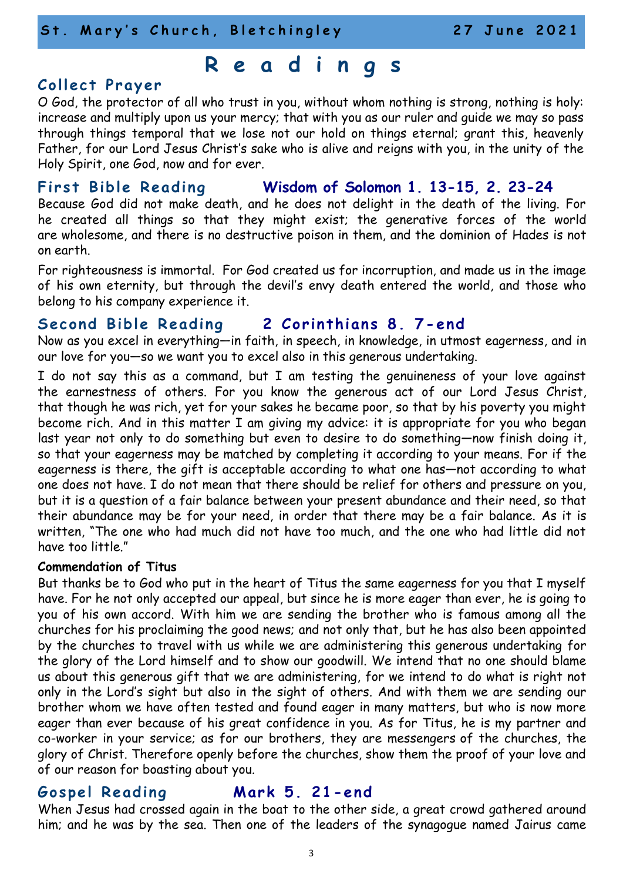# Readings

## Collect Prayer

O God, the protector of all who trust in you, without whom nothing is strong, nothing is holy: increase and multiply upon us your mercy; that with you as our ruler and guide we may so pass through things temporal that we lose not our hold on things eternal; grant this, heavenly Father, for our Lord Jesus Christ's sake who is alive and reigns with you, in the unity of the Holy Spirit, one God, now and for ever.

## First Bible Reading — Wisdom of Solomon 1. 13-15, 2. 23-24

Because God did not make death, and he does not delight in the death of the living. For he created all things so that they might exist; the generative forces of the world are wholesome, and there is no destructive poison in them, and the dominion of Hades is not on earth.

For righteousness is immortal. For God created us for incorruption, and made us in the image of his own eternity, but through the devil's envy death entered the world, and those who belong to his company experience it.

## Second Bible Reading — 2 Corinthians 8. 7-end

Now as you excel in everything—in faith, in speech, in knowledge, in utmost eagerness, and in our love for you—so we want you to excel also in this generous undertaking.

I do not say this as a command, but I am testing the genuineness of your love against the earnestness of others. For you know the generous act of our Lord Jesus Christ, that though he was rich, yet for your sakes he became poor, so that by his poverty you might become rich. And in this matter I am giving my advice: it is appropriate for you who began last year not only to do something but even to desire to do something—now finish doing it, so that your eagerness may be matched by completing it according to your means. For if the eagerness is there, the gift is acceptable according to what one has—not according to what one does not have. I do not mean that there should be relief for others and pressure on you, but it is a question of a fair balance between your present abundance and their need, so that their abundance may be for your need, in order that there may be a fair balance. As it is written, "The one who had much did not have too much, and the one who had little did not have too little."

**Commendation of Titus**

But thanks be to God who put in the heart of Titus the same eagerness for you that I myself have. For he not only accepted our appeal, but since he is more eager than ever, he is going to you of his own accord. With him we are sending the brother who is famous among all the churches for his proclaiming the good news; and not only that, but he has also been appointed by the churches to travel with us while we are administering this generous undertaking for the glory of the Lord himself and to show our goodwill. We intend that no one should blame us about this generous gift that we are administering, for we intend to do what is right not only in the Lord's sight but also in the sight of others. And with them we are sending our brother whom we have often tested and found eager in many matters, but who is now more eager than ever because of his great confidence in you. As for Titus, he is my partner and co-worker in your service; as for our brothers, they are messengers of the churches, the glory of Christ. Therefore openly before the churches, show them the proof of your love and of our reason for boasting about you.

## Gospel Reading — Mark 5. 21-end

When Jesus had crossed again in the boat to the other side, a great crowd gathered around him; and he was by the sea. Then one of the leaders of the synagogue named Jairus came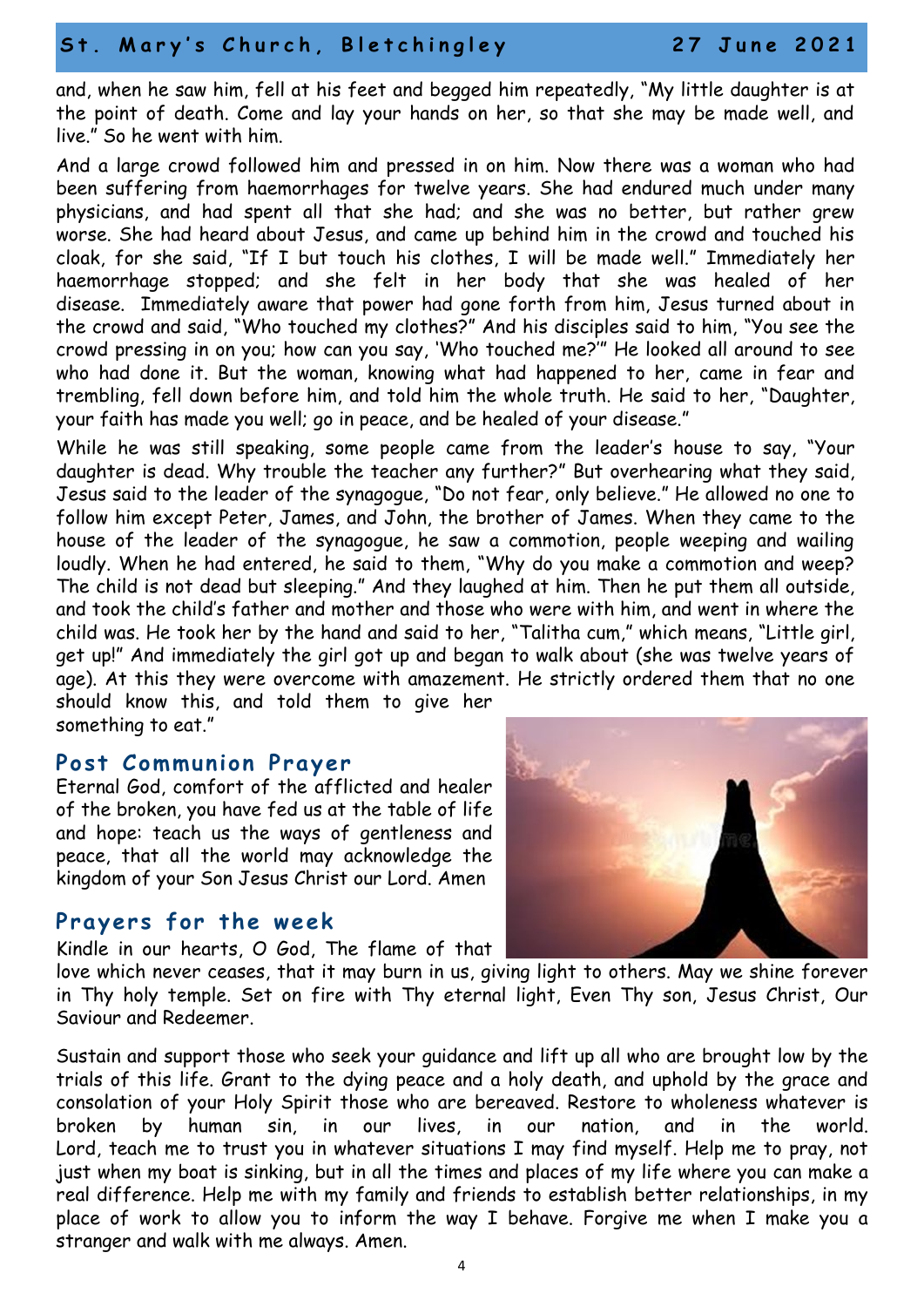and, when he saw him, fell at his feet and begged him repeatedly, "My little daughter is at the point of death. Come and lay your hands on her, so that she may be made well, and live." So he went with him.

And a large crowd followed him and pressed in on him. Now there was a woman who had been suffering from haemorrhages for twelve years. She had endured much under many physicians, and had spent all that she had; and she was no better, but rather grew worse. She had heard about Jesus, and came up behind him in the crowd and touched his cloak, for she said, "If I but touch his clothes, I will be made well." Immediately her haemorrhage stopped; and she felt in her body that she was healed of her disease. Immediately aware that power had gone forth from him, Jesus turned about in the crowd and said, "Who touched my clothes?" And his disciples said to him, "You see the crowd pressing in on you; how can you say, 'Who touched me?'" He looked all around to see who had done it. But the woman, knowing what had happened to her, came in fear and trembling, fell down before him, and told him the whole truth. He said to her, "Daughter, your faith has made you well; go in peace, and be healed of your disease."

While he was still speaking, some people came from the leader's house to say, "Your daughter is dead. Why trouble the teacher any further?" But overhearing what they said, Jesus said to the leader of the synagogue, "Do not fear, only believe." He allowed no one to follow him except Peter, James, and John, the brother of James. When they came to the house of the leader of the synagogue, he saw a commotion, people weeping and wailing loudly. When he had entered, he said to them, "Why do you make a commotion and weep? The child is not dead but sleeping." And they laughed at him. Then he put them all outside, and took the child's father and mother and those who were with him, and went in where the child was. He took her by the hand and said to her, "Talitha cum," which means, "Little girl, get up!" And immediately the girl got up and began to walk about (she was twelve years of age). At this they were overcome with amazement. He strictly ordered them that no one should know this, and told them to give her something to eat."

## Post Communion Prayer

Eternal God, comfort of the afflicted and healer of the broken, you have fed us at the table of life and hope: teach us the ways of gentleness and peace, that all the world may acknowledge the kingdom of your Son Jesus Christ our Lord. Amen

## Prayers for the week

Kindle in our hearts, O God, The flame of that love which never ceases, that it may burn in us, giving light to others. May we shine forever in Thy holy temple. Set on fire with Thy eternal light, Even Thy son, Jesus Christ, Our Saviour and Redeemer.

Sustain and support those who seek your guidance and lift up all who are brought low by the trials of this life. Grant to the dying peace and a holy death, and uphold by the grace and consolation of your Holy Spirit those who are bereaved. Restore to wholeness whatever is broken by human sin, in our lives, in our nation, and in the world. Lord, teach me to trust you in whatever situations I may find myself. Help me to pray, not just when my boat is sinking, but in all the times and places of my life where you can make a real difference. Help me with my family and friends to establish better relationships, in my place of work to allow you to inform the way I behave. Forgive me when I make you a stranger and walk with me always. Amen.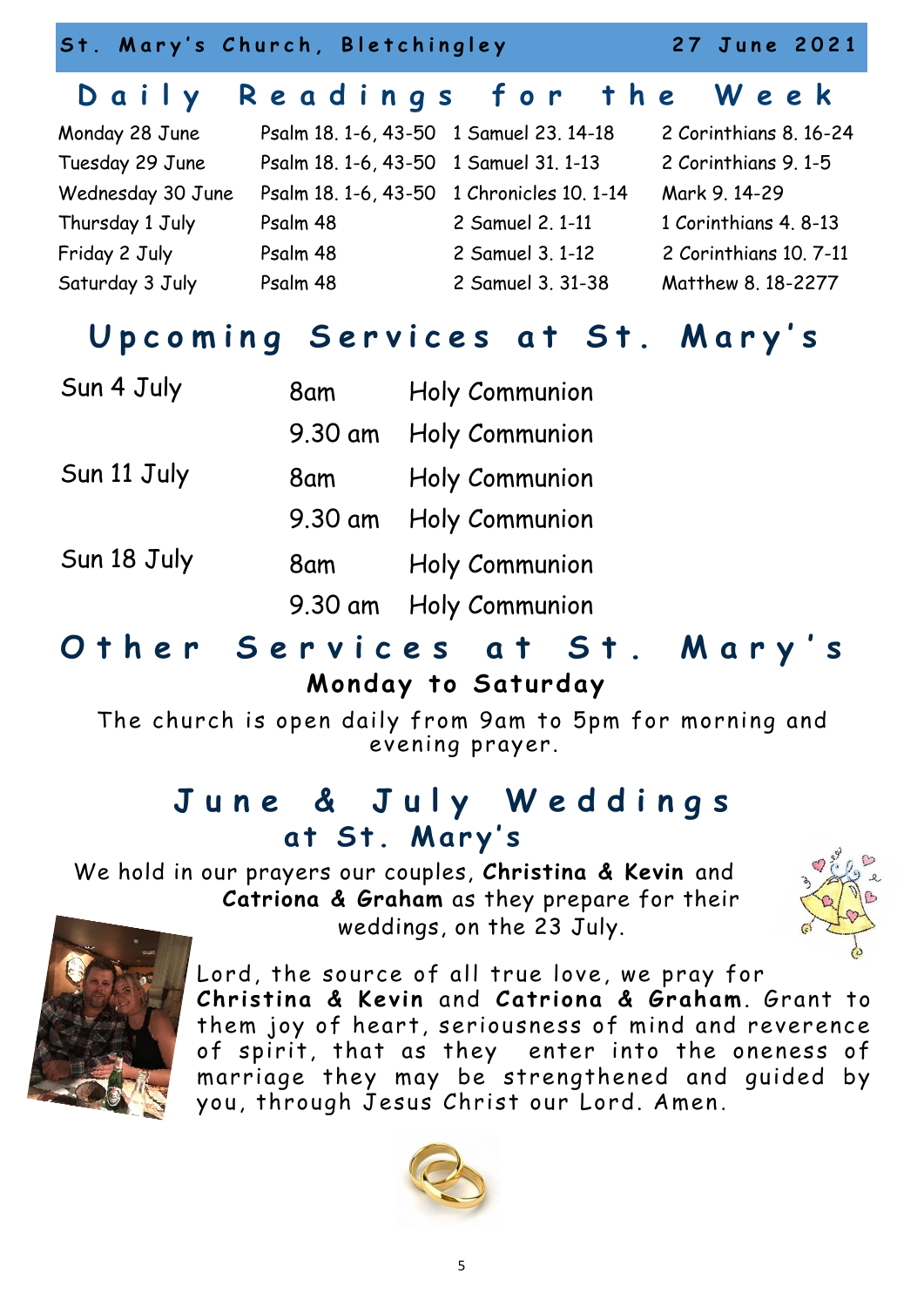St. Mary's Church, Bletchingley 27 June 2021

## Daily Readings for the Week

| | | | |
|---|---|---|---|
| Monday 28 June | Psalm 18. 1-6, 43-50 | 1 Samuel 23. 14-18 | 2 Corinthians 8. 16-24 |
| Tuesday 29 June | Psalm 18. 1-6, 43-50 | 1 Samuel 31. 1-13 | 2 Corinthians 9. 1-5 |
| Wednesday 30 June | Psalm 18. 1-6, 43-50 | 1 Chronicles 10. 1-14 | Mark 9. 14-29 |
| Thursday 1 July | Psalm 48 | 2 Samuel 2. 1-11 | 1 Corinthians 4. 8-13 |
| Friday 2 July | Psalm 48 | 2 Samuel 3. 1-12 | 2 Corinthians 10. 7-11 |
| Saturday 3 July | Psalm 48 | 2 Samuel 3. 31-38 | Matthew 8. 18-2277 |

## Upcoming Services at St. Mary's

| | | |
|---|---|---|
| Sun 4 July | 8am | Holy Communion |
| | 9.30 am | Holy Communion |
| Sun 11 July | 8am | Holy Communion |
| | 9.30 am | Holy Communion |
| Sun 18 July | 8am | Holy Communion |
| | 9.30 am | Holy Communion |

## Other Services at St. Mary's

**Monday to Saturday**

The church is open daily from 9am to 5pm for morning and evening prayer.

## June & July Weddings at St. Mary's

We hold in our prayers our couples, **Christina & Kevin** and **Catriona & Graham** as they prepare for their weddings, on the 23 July.

Lord, the source of all true love, we pray for **Christina & Kevin** and **Catriona & Graham**. Grant to them joy of heart, seriousness of mind and reverence of spirit, that as they enter into the oneness of marriage they may be strengthened and guided by you, through Jesus Christ our Lord. Amen.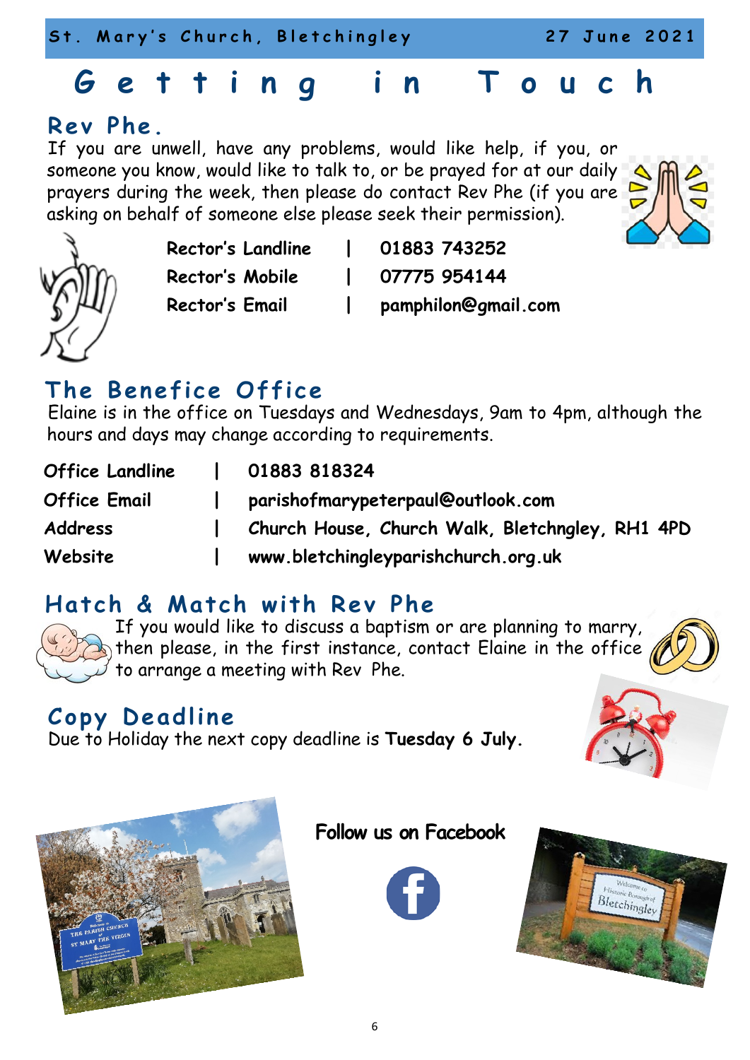# Getting in Touch

## Rev Phe.

If you are unwell, have any problems, would like help, if you, or someone you know, would like to talk to, or be prayed for at our daily prayers during the week, then please do contact Rev Phe (if you are asking on behalf of someone else please seek their permission).

| | | |
|---|---|---|
| **Rector's Landline** | \| | **01883 743252** |
| **Rector's Mobile** | \| | **07775 954144** |
| **Rector's Email** | \| | **pamphilon@gmail.com** |

## The Benefice Office

Elaine is in the office on Tuesdays and Wednesdays, 9am to 4pm, although the hours and days may change according to requirements.

| | | |
|---|---|---|
| **Office Landline** | \| | **01883 818324** |
| **Office Email** | \| | **parishofmarypeterpaul@outlook.com** |
| **Address** | \| | **Church House, Church Walk, Bletchngley, RH1 4PD** |
| **Website** | \| | **www.bletchingleyparishchurch.org.uk** |

## Hatch & Match with Rev Phe

If you would like to discuss a baptism or are planning to marry, then please, in the first instance, contact Elaine in the office to arrange a meeting with Rev Phe.

## Copy Deadline

Due to Holiday the next copy deadline is **Tuesday 6 July.**

**Follow us on Facebook**